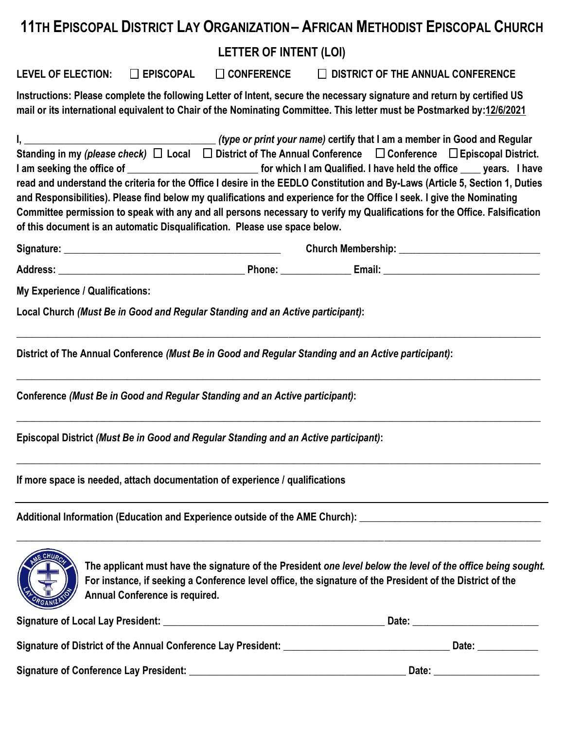# 11TH EPISCOPAL DISTRICT LAY ORGANIZATION – AFRICAN METHODIST EPISCOPAL CHURCH

## LETTER OF INTENT (LOI)

**LEVEL OF ELECTION:** ☐ **EPISCOPAL** ☐ **CONFERENCE** ☐ **DISTRICT OF THE ANNUAL CONFERENCE**

**Instructions: Please complete the following Letter of Intent, secure the necessary signature and return by certified US mail or its international equivalent to Chair of the Nominating Committee. This letter must be Postmarked by:12/6/2021**

**I, ____________________________________ *(type or print your name)* certify that I am a member in Good and Regular Standing in my *(please check)* ☐ Local ☐ District of The Annual Conference ☐ Conference ☐ Episcopal District. I am seeking the office of _________________________ for which I am Qualified. I have held the office ____ years. I have read and understand the criteria for the Office I desire in the EEDLO Constitution and By-Laws (Article 5, Section 1, Duties and Responsibilities). Please find below my qualifications and experience for the Office I seek. I give the Nominating Committee permission to speak with any and all persons necessary to verify my Qualifications for the Office. Falsification of this document is an automatic Disqualification. Please use space below.**

**Signature:** __________________________________________ **Church Membership:** ___________________________

**Address:** ___________________________________ **Phone:** ______________ **Email:** ______________________________

**My Experience / Qualifications:**

**Local Church *(Must Be in Good and Regular Standing and an Active participant)*:**

_____________________________________________________________________________________________________

**District of The Annual Conference *(Must Be in Good and Regular Standing and an Active participant)*:**

_____________________________________________________________________________________________________

**Conference *(Must Be in Good and Regular Standing and an Active participant)*:**

_____________________________________________________________________________________________________

**Episcopal District *(Must Be in Good and Regular Standing and an Active participant)*:**

_____________________________________________________________________________________________________

**If more space is needed, attach documentation of experience / qualifications**

**Additional Information (Education and Experience outside of the AME Church):** ___________________________________

_____________________________________________________________________________________________________

**The applicant must have the signature of the President *one level below the level of the office being sought.* For instance, if seeking a Conference level office, the signature of the President of the District of the Annual Conference is required.**

**Signature of Local Lay President:** ___________________________________________ **Date:** ________________________

**Signature of District of the Annual Conference Lay President:** ________________________________ **Date:** ___________

**Signature of Conference Lay President:** __________________________________________ **Date:** ____________________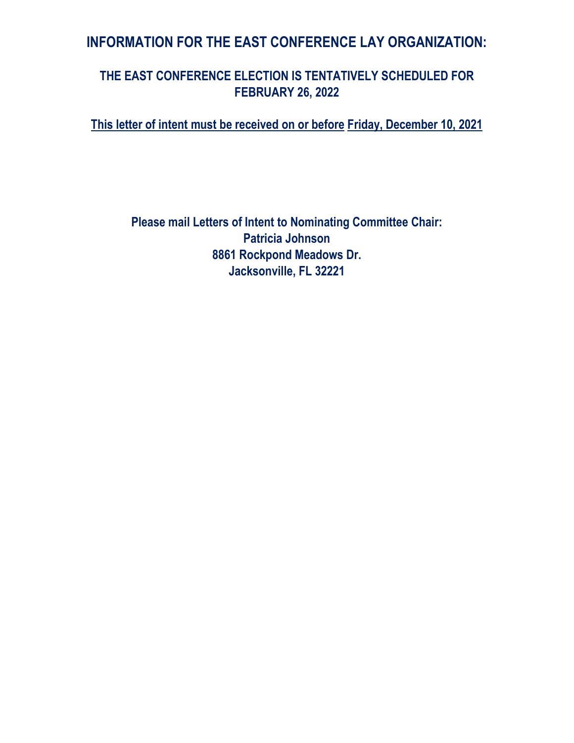## INFORMATION FOR THE EAST CONFERENCE LAY ORGANIZATION:

### THE EAST CONFERENCE ELECTION IS TENTATIVELY SCHEDULED FOR FEBRUARY 26, 2022

**This letter of intent must be received on or before Friday, December 10, 2021**

**Please mail Letters of Intent to Nominating Committee Chair:**
**Patricia Johnson**
**8861 Rockpond Meadows Dr.**
**Jacksonville, FL 32221**